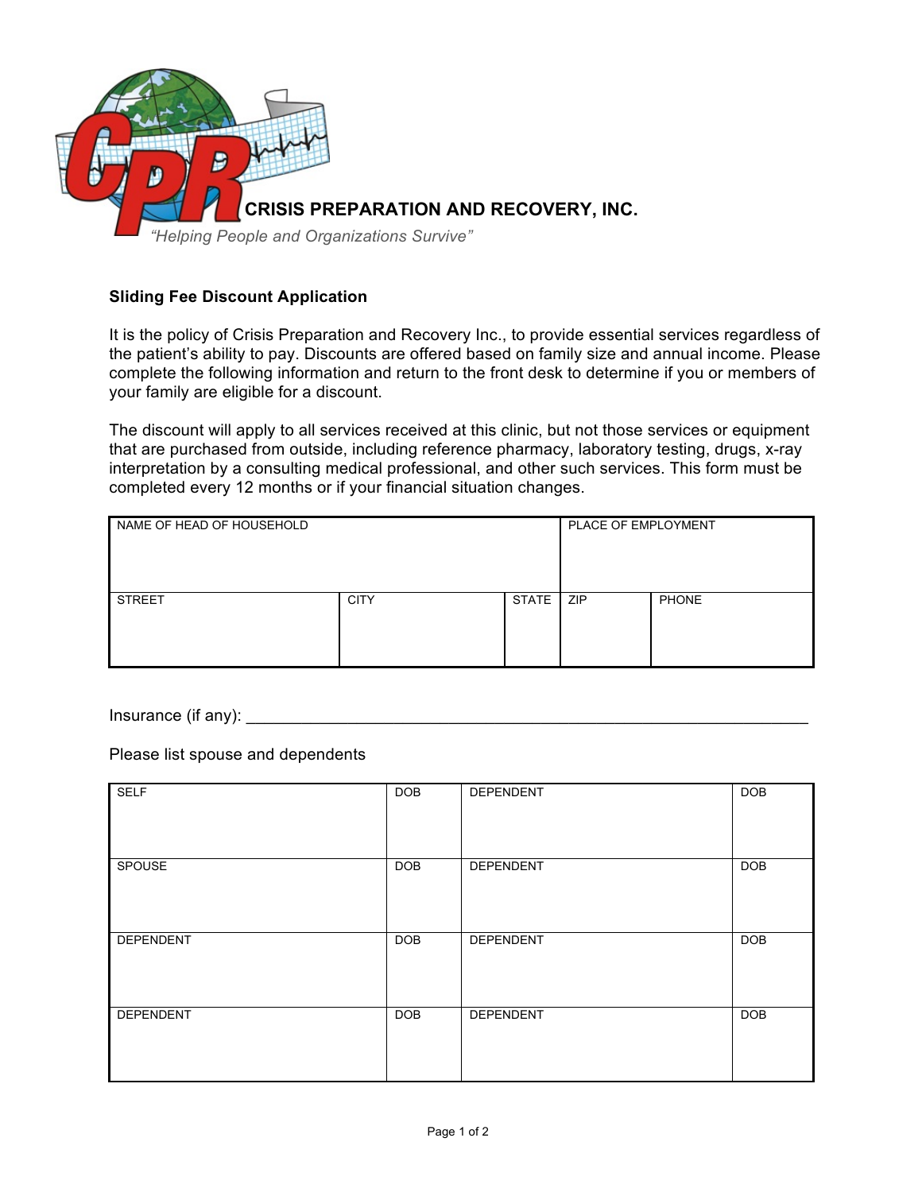**CRISIS PREPARATION AND RECOVERY, INC.**

*"Helping People and Organizations Survive"*

**Sliding Fee Discount Application**

It is the policy of Crisis Preparation and Recovery Inc., to provide essential services regardless of the patient's ability to pay. Discounts are offered based on family size and annual income. Please complete the following information and return to the front desk to determine if you or members of your family are eligible for a discount.

The discount will apply to all services received at this clinic, but not those services or equipment that are purchased from outside, including reference pharmacy, laboratory testing, drugs, x-ray interpretation by a consulting medical professional, and other such services. This form must be completed every 12 months or if your financial situation changes.

| NAME OF HEAD OF HOUSEHOLD | | | PLACE OF EMPLOYMENT | |
|---|---|---|---|---|
| STREET | CITY | STATE | ZIP | PHONE |
| | | | | |

Insurance (if any): ____________________________________________________________

Please list spouse and dependents

| SELF | DOB | DEPENDENT | DOB |
|---|---|---|---|
| SPOUSE | DOB | DEPENDENT | DOB |
| DEPENDENT | DOB | DEPENDENT | DOB |
| DEPENDENT | DOB | DEPENDENT | DOB |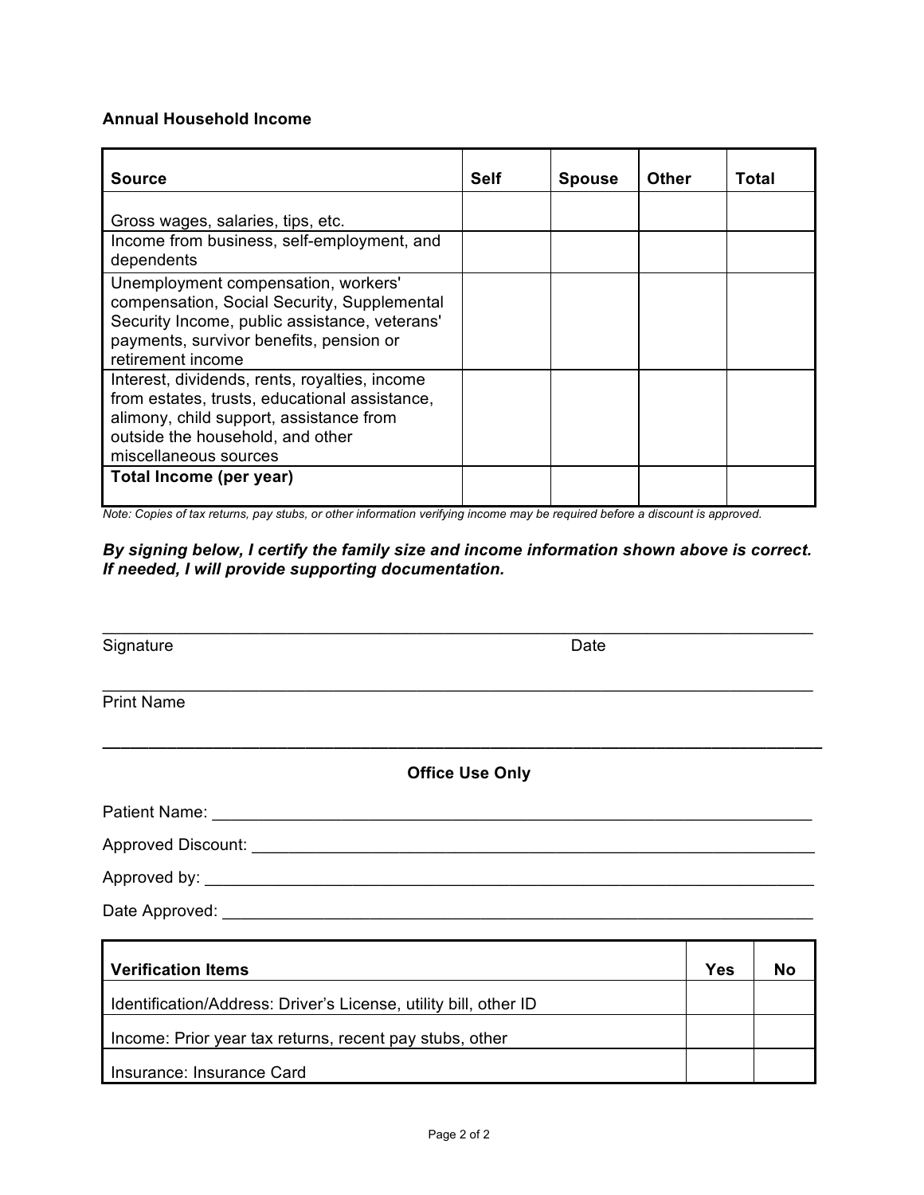**Annual Household Income**

| Source | Self | Spouse | Other | Total |
|---|---|---|---|---|
| Gross wages, salaries, tips, etc. | | | | |
| Income from business, self-employment, and dependents | | | | |
| Unemployment compensation, workers' compensation, Social Security, Supplemental Security Income, public assistance, veterans' payments, survivor benefits, pension or retirement income | | | | |
| Interest, dividends, rents, royalties, income from estates, trusts, educational assistance, alimony, child support, assistance from outside the household, and other miscellaneous sources | | | | |
| **Total Income (per year)** | | | | |

*Note: Copies of tax returns, pay stubs, or other information verifying income may be required before a discount is approved.*

***By signing below, I certify the family size and income information shown above is correct. If needed, I will provide supporting documentation.***

\_\_\_\_\_\_\_\_\_\_\_\_\_\_\_\_\_\_\_\_\_\_\_\_\_\_\_\_\_\_\_\_\_\_\_\_\_\_\_\_\_\_\_\_\_\_\_\_\_\_\_\_\_\_\_\_\_\_\_\_\_\_\_\_\_\_\_\_\_\_\_\_\_\_\_\_\_\_

Signature Date

\_\_\_\_\_\_\_\_\_\_\_\_\_\_\_\_\_\_\_\_\_\_\_\_\_\_\_\_\_\_\_\_\_\_\_\_\_\_\_\_\_\_\_\_\_\_\_\_\_\_\_\_\_\_\_\_\_\_\_\_\_\_\_\_\_\_\_\_\_\_\_\_\_\_\_\_\_\_

Print Name

---

**Office Use Only**

Patient Name: \_\_\_\_\_\_\_\_\_\_\_\_\_\_\_\_\_\_\_\_\_\_\_\_\_\_\_\_\_\_\_\_\_\_\_\_\_\_\_\_\_\_\_\_\_\_\_\_\_\_\_\_\_\_\_\_\_\_\_\_\_\_\_\_

Approved Discount: \_\_\_\_\_\_\_\_\_\_\_\_\_\_\_\_\_\_\_\_\_\_\_\_\_\_\_\_\_\_\_\_\_\_\_\_\_\_\_\_\_\_\_\_\_\_\_\_\_\_\_\_\_\_\_\_\_\_\_\_

Approved by: \_\_\_\_\_\_\_\_\_\_\_\_\_\_\_\_\_\_\_\_\_\_\_\_\_\_\_\_\_\_\_\_\_\_\_\_\_\_\_\_\_\_\_\_\_\_\_\_\_\_\_\_\_\_\_\_\_\_\_\_\_\_\_\_\_

Date Approved: \_\_\_\_\_\_\_\_\_\_\_\_\_\_\_\_\_\_\_\_\_\_\_\_\_\_\_\_\_\_\_\_\_\_\_\_\_\_\_\_\_\_\_\_\_\_\_\_\_\_\_\_\_\_\_\_\_\_\_\_\_\_\_

| Verification Items | Yes | No |
|---|---|---|
| Identification/Address: Driver's License, utility bill, other ID | | |
| Income: Prior year tax returns, recent pay stubs, other | | |
| Insurance: Insurance Card | | |